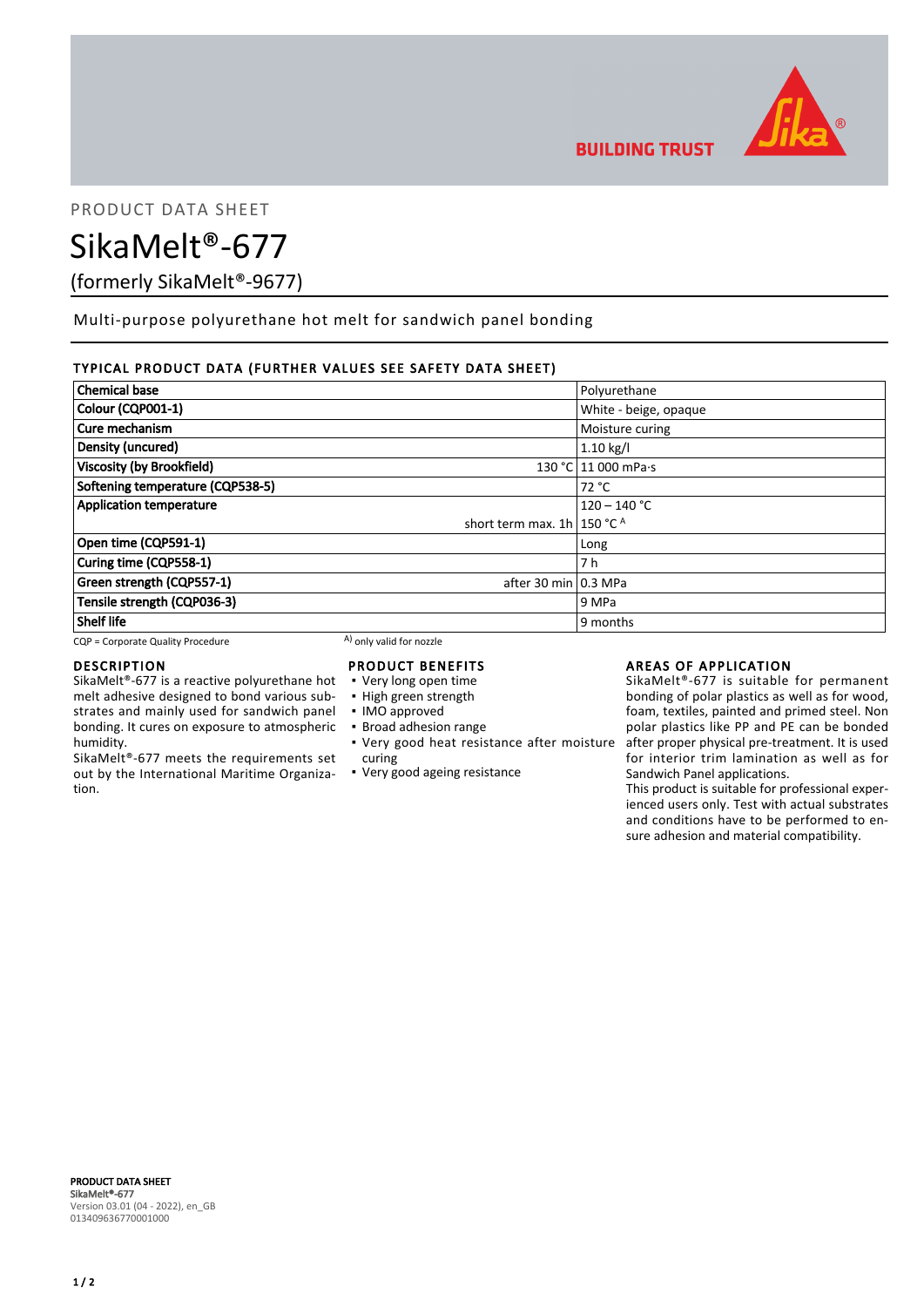PRODUCT DATA SHEET

# SikaMelt®-677

(formerly SikaMelt®-9677)

Multi-purpose polyurethane hot melt for sandwich panel bonding

## TYPICAL PRODUCT DATA (FURTHER VALUES SEE SAFETY DATA SHEET)

| Property | | Value |
|---|---|---|
| **Chemical base** | | Polyurethane |
| **Colour (CQP001-1)** | | White - beige, opaque |
| **Cure mechanism** | | Moisture curing |
| **Density (uncured)** | | 1.10 kg/l |
| **Viscosity (by Brookfield)** | 130 °C | 11 000 mPa·s |
| **Softening temperature (CQP538-5)** | | 72 °C |
| **Application temperature** | | 120 – 140 °C |
| | short term max. 1h | 150 °C [A] |
| **Open time (CQP591-1)** | | Long |
| **Curing time (CQP558-1)** | | 7 h |
| **Green strength (CQP557-1)** | after 30 min | 0.3 MPa |
| **Tensile strength (CQP036-3)** | | 9 MPa |
| **Shelf life** | | 9 months |

CQP = Corporate Quality Procedure

A) only valid for nozzle

## DESCRIPTION

SikaMelt®-677 is a reactive polyurethane hot melt adhesive designed to bond various substrates and mainly used for sandwich panel bonding. It cures on exposure to atmospheric humidity.

SikaMelt®-677 meets the requirements set out by the International Maritime Organization.

## PRODUCT BENEFITS

- Very long open time
- High green strength
- IMO approved
- Broad adhesion range
- Very good heat resistance after moisture curing
- Very good ageing resistance

## AREAS OF APPLICATION

SikaMelt®-677 is suitable for permanent bonding of polar plastics as well as for wood, foam, textiles, painted and primed steel. Non polar plastics like PP and PE can be bonded after proper physical pre-treatment. It is used for interior trim lamination as well as for Sandwich Panel applications.

This product is suitable for professional experienced users only. Test with actual substrates and conditions have to be performed to ensure adhesion and material compatibility.

**PRODUCT DATA SHEET**
SikaMelt®-677
Version 03.01 (04 - 2022), en_GB
013409636770001000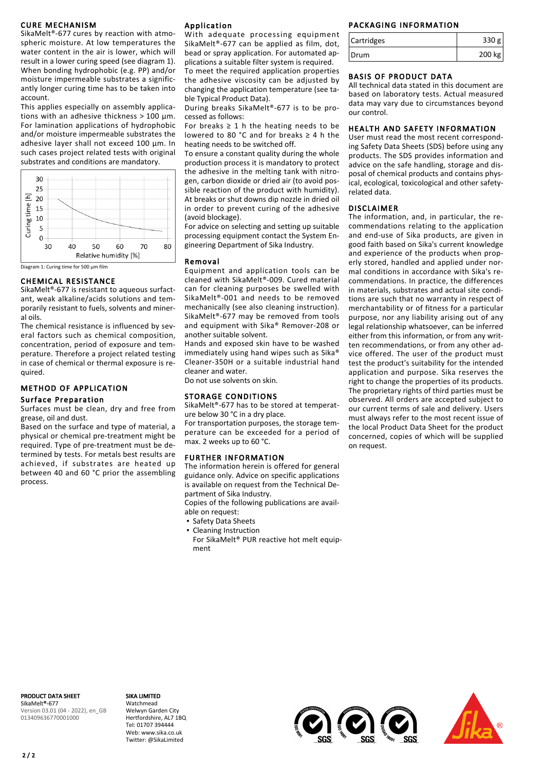## CURE MECHANISM

SikaMelt®-677 cures by reaction with atmospheric moisture. At low temperatures the water content in the air is lower, which will result in a lower curing speed (see diagram 1). When bonding hydrophobic (e.g. PP) and/or moisture impermeable substrates a significantly longer curing time has to be taken into account.

This applies especially on assembly applications with an adhesive thickness > 100 µm. For lamination applications of hydrophobic and/or moisture impermeable substrates the adhesive layer shall not exceed 100 µm. In such cases project related tests with original substrates and conditions are mandatory.

Curing time [h]
30
25
20
15
10
5
0
30 40 50 60 70 80
Relative humidity [%]

Diagram 1: Curing time for 500 µm film

## CHEMICAL RESISTANCE

SikaMelt®-677 is resistant to aqueous surfactant, weak alkaline/acids solutions and temporarily resistant to fuels, solvents and mineral oils.

The chemical resistance is influenced by several factors such as chemical composition, concentration, period of exposure and temperature. Therefore a project related testing in case of chemical or thermal exposure is required.

## METHOD OF APPLICATION

### Surface Preparation

Surfaces must be clean, dry and free from grease, oil and dust.

Based on the surface and type of material, a physical or chemical pre-treatment might be required. Type of pre-treatment must be determined by tests. For metals best results are achieved, if substrates are heated up between 40 and 60 °C prior the assembling process.

### Application

With adequate processing equipment SikaMelt®-677 can be applied as film, dot, bead or spray application. For automated applications a suitable filter system is required.

To meet the required application properties the adhesive viscosity can be adjusted by changing the application temperature (see table Typical Product Data).

During breaks SikaMelt®-677 is to be processed as follows:

For breaks ≥ 1 h the heating needs to be lowered to 80 °C and for breaks ≥ 4 h the heating needs to be switched off.

To ensure a constant quality during the whole production process it is mandatory to protect the adhesive in the melting tank with nitrogen, carbon dioxide or dried air (to avoid possible reaction of the product with humidity). At breaks or shut downs dip nozzle in dried oil in order to prevent curing of the adhesive (avoid blockage).

For advice on selecting and setting up suitable processing equipment contact the System Engineering Department of Sika Industry.

### Removal

Equipment and application tools can be cleaned with SikaMelt®-009. Cured material can for cleaning purposes be swelled with SikaMelt®-001 and needs to be removed mechanically (see also cleaning instruction). SikaMelt®-677 may be removed from tools and equipment with Sika® Remover-208 or another suitable solvent.

Hands and exposed skin have to be washed immediately using hand wipes such as Sika® Cleaner-350H or a suitable industrial hand cleaner and water.

Do not use solvents on skin.

## STORAGE CONDITIONS

SikaMelt®-677 has to be stored at temperature below 30 °C in a dry place.

For transportation purposes, the storage temperature can be exceeded for a period of max. 2 weeks up to 60 °C.

## FURTHER INFORMATION

The information herein is offered for general guidance only. Advice on specific applications is available on request from the Technical Department of Sika Industry.

Copies of the following publications are available on request:

- Safety Data Sheets
- Cleaning Instruction
  For SikaMelt® PUR reactive hot melt equipment

## PACKAGING INFORMATION

| | |
|---|---|
| Cartridges | 330 g |
| Drum | 200 kg |

## BASIS OF PRODUCT DATA

All technical data stated in this document are based on laboratory tests. Actual measured data may vary due to circumstances beyond our control.

## HEALTH AND SAFETY INFORMATION

User must read the most recent corresponding Safety Data Sheets (SDS) before using any products. The SDS provides information and advice on the safe handling, storage and disposal of chemical products and contains physical, ecological, toxicological and other safety-related data.

## DISCLAIMER

The information, and, in particular, the recommendations relating to the application and end-use of Sika products, are given in good faith based on Sika's current knowledge and experience of the products when properly stored, handled and applied under normal conditions in accordance with Sika's recommendations. In practice, the differences in materials, substrates and actual site conditions are such that no warranty in respect of merchantability or of fitness for a particular purpose, nor any liability arising out of any legal relationship whatsoever, can be inferred either from this information, or from any written recommendations, or from any other advice offered. The user of the product must test the product's suitability for the intended application and purpose. Sika reserves the right to change the properties of its products. The proprietary rights of third parties must be observed. All orders are accepted subject to our current terms of sale and delivery. Users must always refer to the most recent issue of the local Product Data Sheet for the product concerned, copies of which will be supplied on request.

**PRODUCT DATA SHEET**
**SikaMelt®-677**
Version 03.01 (04 - 2022), en_GB
013409636770001000

**SIKA LIMITED**
Watchmead
Welwyn Garden City
Hertfordshire, AL7 1BQ
Tel: 01707 394444
Web: www.sika.co.uk
Twitter: @SikaLimited